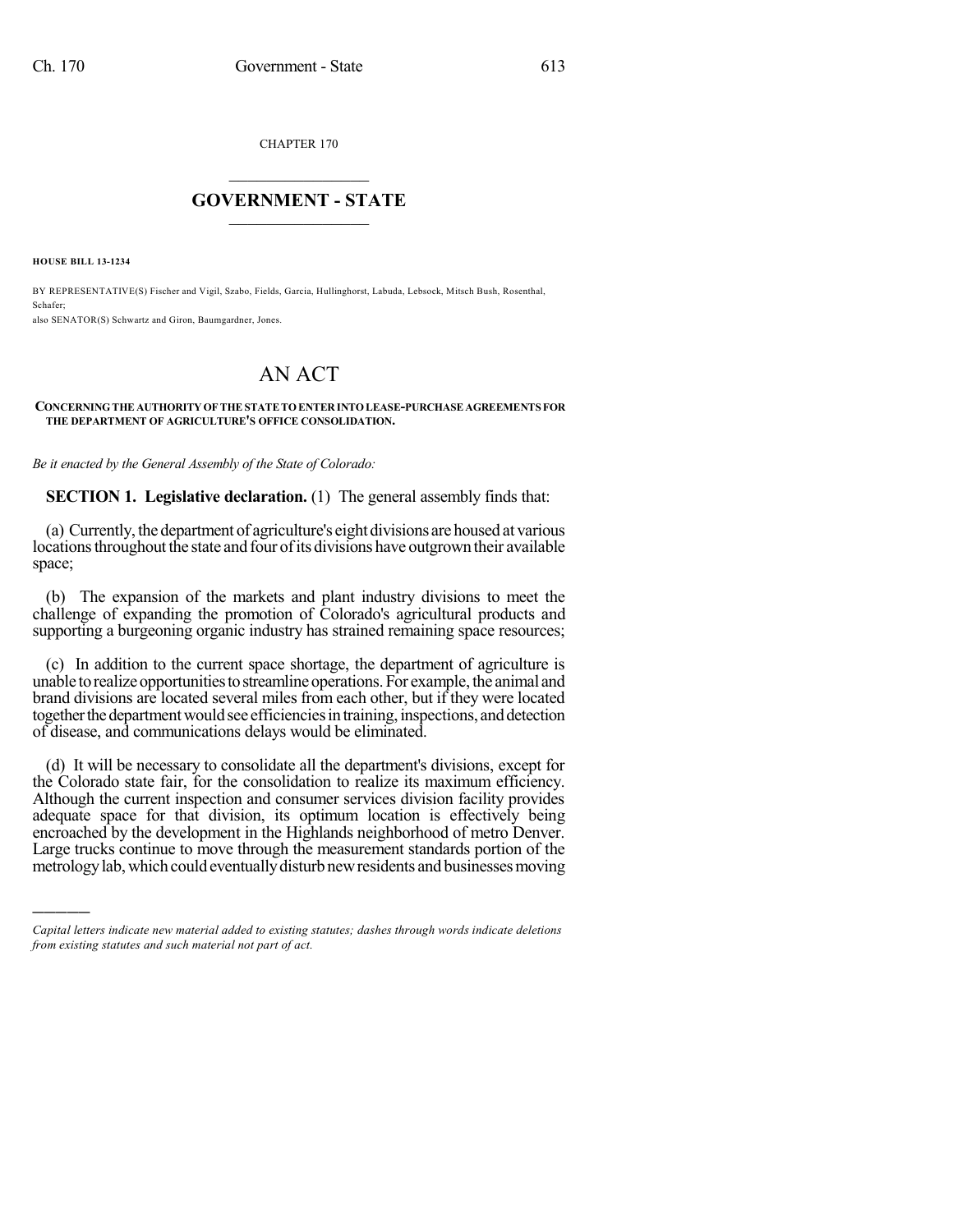CHAPTER 170

# GOVERNMENT - STATE

**HOUSE BILL 13-1234**

BY REPRESENTATIVE(S) Fischer and Vigil, Szabo, Fields, Garcia, Hullinghorst, Labuda, Lebsock, Mitsch Bush, Rosenthal, Schafer;
also SENATOR(S) Schwartz and Giron, Baumgardner, Jones.

# AN ACT

**CONCERNING THE AUTHORITY OF THE STATE TO ENTER INTO LEASE-PURCHASE AGREEMENTS FOR THE DEPARTMENT OF AGRICULTURE'S OFFICE CONSOLIDATION.**

*Be it enacted by the General Assembly of the State of Colorado:*

**SECTION 1. Legislative declaration.** (1) The general assembly finds that:

(a) Currently, the department of agriculture's eight divisions are housed at various locations throughout the state and four of its divisions have outgrown their available space;

(b) The expansion of the markets and plant industry divisions to meet the challenge of expanding the promotion of Colorado's agricultural products and supporting a burgeoning organic industry has strained remaining space resources;

(c) In addition to the current space shortage, the department of agriculture is unable to realize opportunities to streamline operations. For example, the animal and brand divisions are located several miles from each other, but if they were located together the department would see efficiencies in training, inspections, and detection of disease, and communications delays would be eliminated.

(d) It will be necessary to consolidate all the department's divisions, except for the Colorado state fair, for the consolidation to realize its maximum efficiency. Although the current inspection and consumer services division facility provides adequate space for that division, its optimum location is effectively being encroached by the development in the Highlands neighborhood of metro Denver. Large trucks continue to move through the measurement standards portion of the metrology lab, which could eventually disturb new residents and businesses moving

---

*Capital letters indicate new material added to existing statutes; dashes through words indicate deletions from existing statutes and such material not part of act.*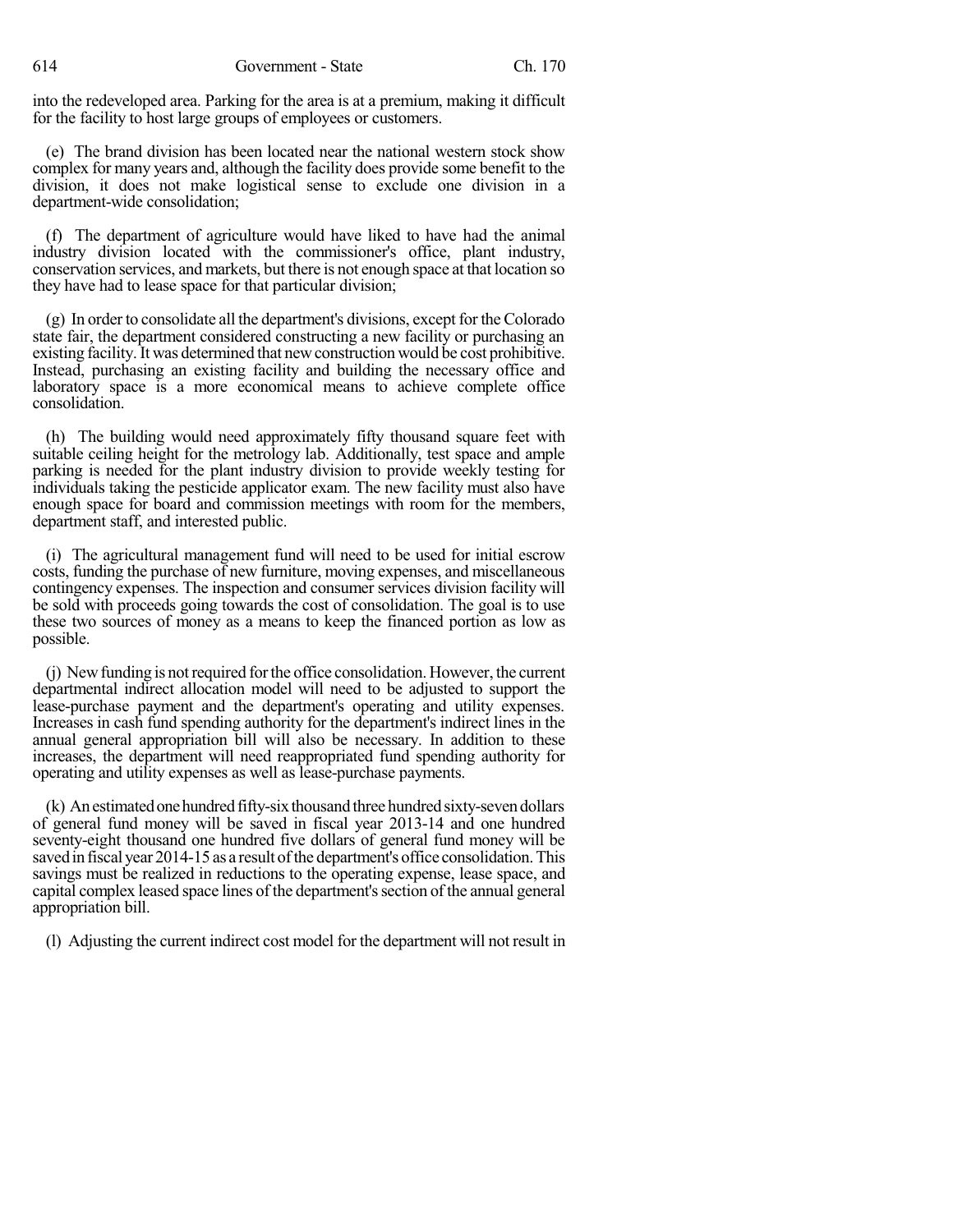into the redeveloped area. Parking for the area is at a premium, making it difficult for the facility to host large groups of employees or customers.

(e) The brand division has been located near the national western stock show complex for many years and, although the facility does provide some benefit to the division, it does not make logistical sense to exclude one division in a department-wide consolidation;

(f) The department of agriculture would have liked to have had the animal industry division located with the commissioner's office, plant industry, conservation services, and markets, but there is not enough space at that location so they have had to lease space for that particular division;

(g) In order to consolidate all the department's divisions, except for the Colorado state fair, the department considered constructing a new facility or purchasing an existing facility. It was determined that new construction would be cost prohibitive. Instead, purchasing an existing facility and building the necessary office and laboratory space is a more economical means to achieve complete office consolidation.

(h) The building would need approximately fifty thousand square feet with suitable ceiling height for the metrology lab. Additionally, test space and ample parking is needed for the plant industry division to provide weekly testing for individuals taking the pesticide applicator exam. The new facility must also have enough space for board and commission meetings with room for the members, department staff, and interested public.

(i) The agricultural management fund will need to be used for initial escrow costs, funding the purchase of new furniture, moving expenses, and miscellaneous contingency expenses. The inspection and consumer services division facility will be sold with proceeds going towards the cost of consolidation. The goal is to use these two sources of money as a means to keep the financed portion as low as possible.

(j) New funding is not required for the office consolidation. However, the current departmental indirect allocation model will need to be adjusted to support the lease-purchase payment and the department's operating and utility expenses. Increases in cash fund spending authority for the department's indirect lines in the annual general appropriation bill will also be necessary. In addition to these increases, the department will need reappropriated fund spending authority for operating and utility expenses as well as lease-purchase payments.

(k) An estimated one hundred fifty-six thousand three hundred sixty-seven dollars of general fund money will be saved in fiscal year 2013-14 and one hundred seventy-eight thousand one hundred five dollars of general fund money will be saved in fiscal year 2014-15 as a result of the department's office consolidation. This savings must be realized in reductions to the operating expense, lease space, and capital complex leased space lines of the department's section of the annual general appropriation bill.

(l) Adjusting the current indirect cost model for the department will not result in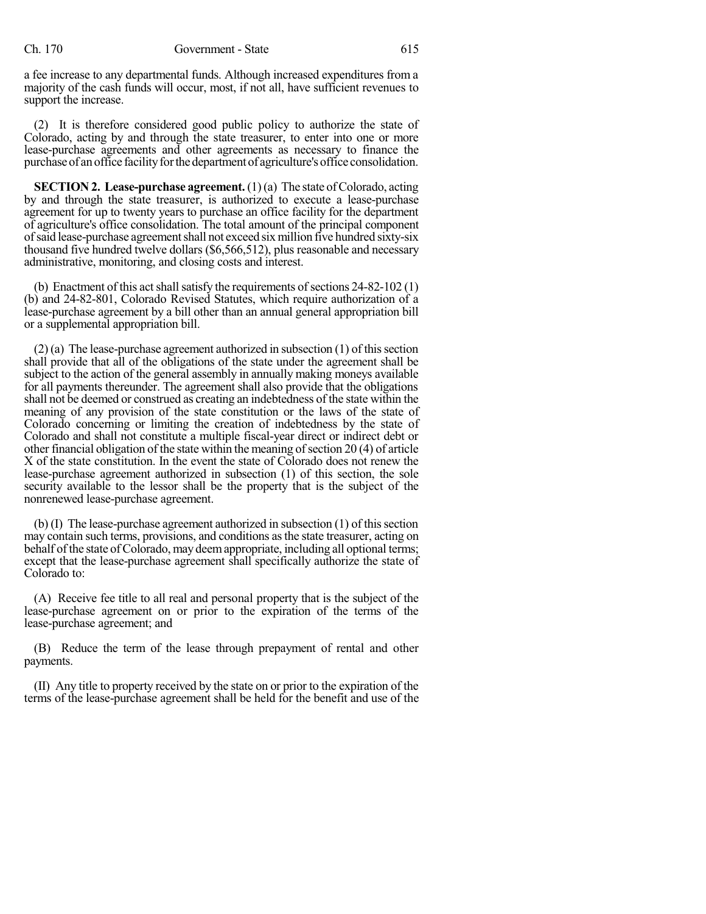a fee increase to any departmental funds. Although increased expenditures from a majority of the cash funds will occur, most, if not all, have sufficient revenues to support the increase.

(2) It is therefore considered good public policy to authorize the state of Colorado, acting by and through the state treasurer, to enter into one or more lease-purchase agreements and other agreements as necessary to finance the purchase of an office facility for the department of agriculture's office consolidation.

**SECTION 2. Lease-purchase agreement.** (1) (a) The state of Colorado, acting by and through the state treasurer, is authorized to execute a lease-purchase agreement for up to twenty years to purchase an office facility for the department of agriculture's office consolidation. The total amount of the principal component of said lease-purchase agreement shall not exceed six million five hundred sixty-six thousand five hundred twelve dollars ($6,566,512), plus reasonable and necessary administrative, monitoring, and closing costs and interest.

(b) Enactment of this act shall satisfy the requirements of sections 24-82-102 (1) (b) and 24-82-801, Colorado Revised Statutes, which require authorization of a lease-purchase agreement by a bill other than an annual general appropriation bill or a supplemental appropriation bill.

(2) (a) The lease-purchase agreement authorized in subsection (1) of this section shall provide that all of the obligations of the state under the agreement shall be subject to the action of the general assembly in annually making moneys available for all payments thereunder. The agreement shall also provide that the obligations shall not be deemed or construed as creating an indebtedness of the state within the meaning of any provision of the state constitution or the laws of the state of Colorado concerning or limiting the creation of indebtedness by the state of Colorado and shall not constitute a multiple fiscal-year direct or indirect debt or other financial obligation of the state within the meaning of section 20 (4) of article X of the state constitution. In the event the state of Colorado does not renew the lease-purchase agreement authorized in subsection (1) of this section, the sole security available to the lessor shall be the property that is the subject of the nonrenewed lease-purchase agreement.

(b) (I) The lease-purchase agreement authorized in subsection (1) of this section may contain such terms, provisions, and conditions as the state treasurer, acting on behalf of the state of Colorado, may deem appropriate, including all optional terms; except that the lease-purchase agreement shall specifically authorize the state of Colorado to:

(A) Receive fee title to all real and personal property that is the subject of the lease-purchase agreement on or prior to the expiration of the terms of the lease-purchase agreement; and

(B) Reduce the term of the lease through prepayment of rental and other payments.

(II) Any title to property received by the state on or prior to the expiration of the terms of the lease-purchase agreement shall be held for the benefit and use of the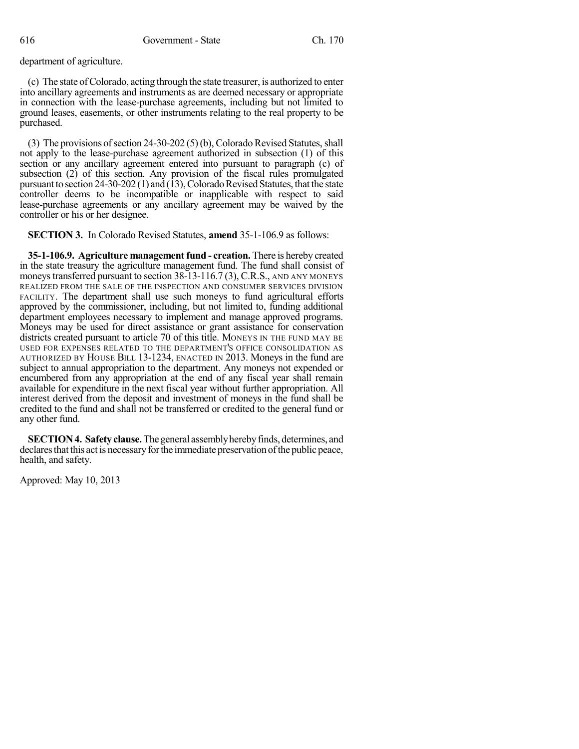department of agriculture.

(c) The state of Colorado, acting through the state treasurer, is authorized to enter into ancillary agreements and instruments as are deemed necessary or appropriate in connection with the lease-purchase agreements, including but not limited to ground leases, easements, or other instruments relating to the real property to be purchased.

(3) The provisions of section 24-30-202 (5) (b), Colorado Revised Statutes, shall not apply to the lease-purchase agreement authorized in subsection (1) of this section or any ancillary agreement entered into pursuant to paragraph (c) of subsection (2) of this section. Any provision of the fiscal rules promulgated pursuant to section 24-30-202 (1) and (13), Colorado Revised Statutes, that the state controller deems to be incompatible or inapplicable with respect to said lease-purchase agreements or any ancillary agreement may be waived by the controller or his or her designee.

**SECTION 3.** In Colorado Revised Statutes, **amend** 35-1-106.9 as follows:

**35-1-106.9. Agriculture management fund - creation.** There is hereby created in the state treasury the agriculture management fund. The fund shall consist of moneys transferred pursuant to section 38-13-116.7 (3), C.R.S., AND ANY MONEYS REALIZED FROM THE SALE OF THE INSPECTION AND CONSUMER SERVICES DIVISION FACILITY. The department shall use such moneys to fund agricultural efforts approved by the commissioner, including, but not limited to, funding additional department employees necessary to implement and manage approved programs. Moneys may be used for direct assistance or grant assistance for conservation districts created pursuant to article 70 of this title. MONEYS IN THE FUND MAY BE USED FOR EXPENSES RELATED TO THE DEPARTMENT'S OFFICE CONSOLIDATION AS AUTHORIZED BY HOUSE BILL 13-1234, ENACTED IN 2013. Moneys in the fund are subject to annual appropriation to the department. Any moneys not expended or encumbered from any appropriation at the end of any fiscal year shall remain available for expenditure in the next fiscal year without further appropriation. All interest derived from the deposit and investment of moneys in the fund shall be credited to the fund and shall not be transferred or credited to the general fund or any other fund.

**SECTION 4. Safety clause.** The general assembly hereby finds, determines, and declares that this act is necessary for the immediate preservation of the public peace, health, and safety.

Approved: May 10, 2013